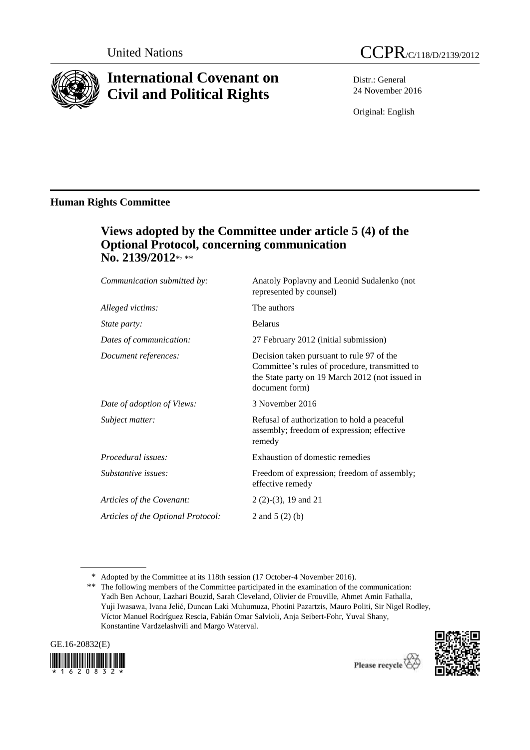United Nations

CCPR/C/118/D/2139/2012

# International Covenant on Civil and Political Rights

Distr.: General
24 November 2016

Original: English

## Human Rights Committee

### Views adopted by the Committee under article 5 (4) of the Optional Protocol, concerning communication No. 2139/2012*, **

| | |
|---|---|
| *Communication submitted by:* | Anatoly Poplavny and Leonid Sudalenko (not represented by counsel) |
| *Alleged victims:* | The authors |
| *State party:* | Belarus |
| *Dates of communication:* | 27 February 2012 (initial submission) |
| *Document references:* | Decision taken pursuant to rule 97 of the Committee's rules of procedure, transmitted to the State party on 19 March 2012 (not issued in document form) |
| *Date of adoption of Views:* | 3 November 2016 |
| *Subject matter:* | Refusal of authorization to hold a peaceful assembly; freedom of expression; effective remedy |
| *Procedural issues:* | Exhaustion of domestic remedies |
| *Substantive issues:* | Freedom of expression; freedom of assembly; effective remedy |
| *Articles of the Covenant:* | 2 (2)-(3), 19 and 21 |
| *Articles of the Optional Protocol:* | 2 and 5 (2) (b) |

\* Adopted by the Committee at its 118th session (17 October-4 November 2016).

\*\* The following members of the Committee participated in the examination of the communication: Yadh Ben Achour, Lazhari Bouzid, Sarah Cleveland, Olivier de Frouville, Ahmet Amin Fathalla, Yuji Iwasawa, Ivana Jelić, Duncan Laki Muhumuza, Photini Pazartzis, Mauro Politi, Sir Nigel Rodley, Víctor Manuel Rodríguez Rescia, Fabián Omar Salvioli, Anja Seibert-Fohr, Yuval Shany, Konstantine Vardzelashvili and Margo Waterval.

GE.16-20832(E)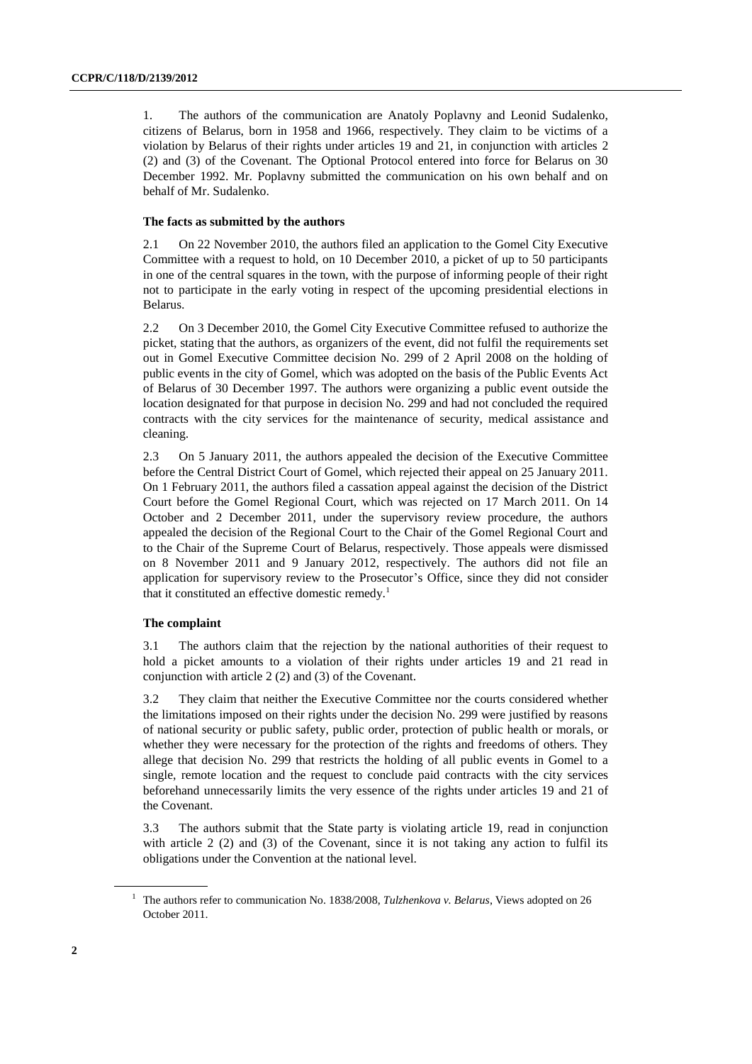1. The authors of the communication are Anatoly Poplavny and Leonid Sudalenko, citizens of Belarus, born in 1958 and 1966, respectively. They claim to be victims of a violation by Belarus of their rights under articles 19 and 21, in conjunction with articles 2 (2) and (3) of the Covenant. The Optional Protocol entered into force for Belarus on 30 December 1992. Mr. Poplavny submitted the communication on his own behalf and on behalf of Mr. Sudalenko.

### The facts as submitted by the authors

2.1 On 22 November 2010, the authors filed an application to the Gomel City Executive Committee with a request to hold, on 10 December 2010, a picket of up to 50 participants in one of the central squares in the town, with the purpose of informing people of their right not to participate in the early voting in respect of the upcoming presidential elections in Belarus.

2.2 On 3 December 2010, the Gomel City Executive Committee refused to authorize the picket, stating that the authors, as organizers of the event, did not fulfil the requirements set out in Gomel Executive Committee decision No. 299 of 2 April 2008 on the holding of public events in the city of Gomel, which was adopted on the basis of the Public Events Act of Belarus of 30 December 1997. The authors were organizing a public event outside the location designated for that purpose in decision No. 299 and had not concluded the required contracts with the city services for the maintenance of security, medical assistance and cleaning.

2.3 On 5 January 2011, the authors appealed the decision of the Executive Committee before the Central District Court of Gomel, which rejected their appeal on 25 January 2011. On 1 February 2011, the authors filed a cassation appeal against the decision of the District Court before the Gomel Regional Court, which was rejected on 17 March 2011. On 14 October and 2 December 2011, under the supervisory review procedure, the authors appealed the decision of the Regional Court to the Chair of the Gomel Regional Court and to the Chair of the Supreme Court of Belarus, respectively. Those appeals were dismissed on 8 November 2011 and 9 January 2012, respectively. The authors did not file an application for supervisory review to the Prosecutor's Office, since they did not consider that it constituted an effective domestic remedy.[1]

### The complaint

3.1 The authors claim that the rejection by the national authorities of their request to hold a picket amounts to a violation of their rights under articles 19 and 21 read in conjunction with article 2 (2) and (3) of the Covenant.

3.2 They claim that neither the Executive Committee nor the courts considered whether the limitations imposed on their rights under the decision No. 299 were justified by reasons of national security or public safety, public order, protection of public health or morals, or whether they were necessary for the protection of the rights and freedoms of others. They allege that decision No. 299 that restricts the holding of all public events in Gomel to a single, remote location and the request to conclude paid contracts with the city services beforehand unnecessarily limits the very essence of the rights under articles 19 and 21 of the Covenant.

3.3 The authors submit that the State party is violating article 19, read in conjunction with article 2 (2) and (3) of the Covenant, since it is not taking any action to fulfil its obligations under the Convention at the national level.

[1] The authors refer to communication No. 1838/2008, *Tulzhenkova v. Belarus*, Views adopted on 26 October 2011.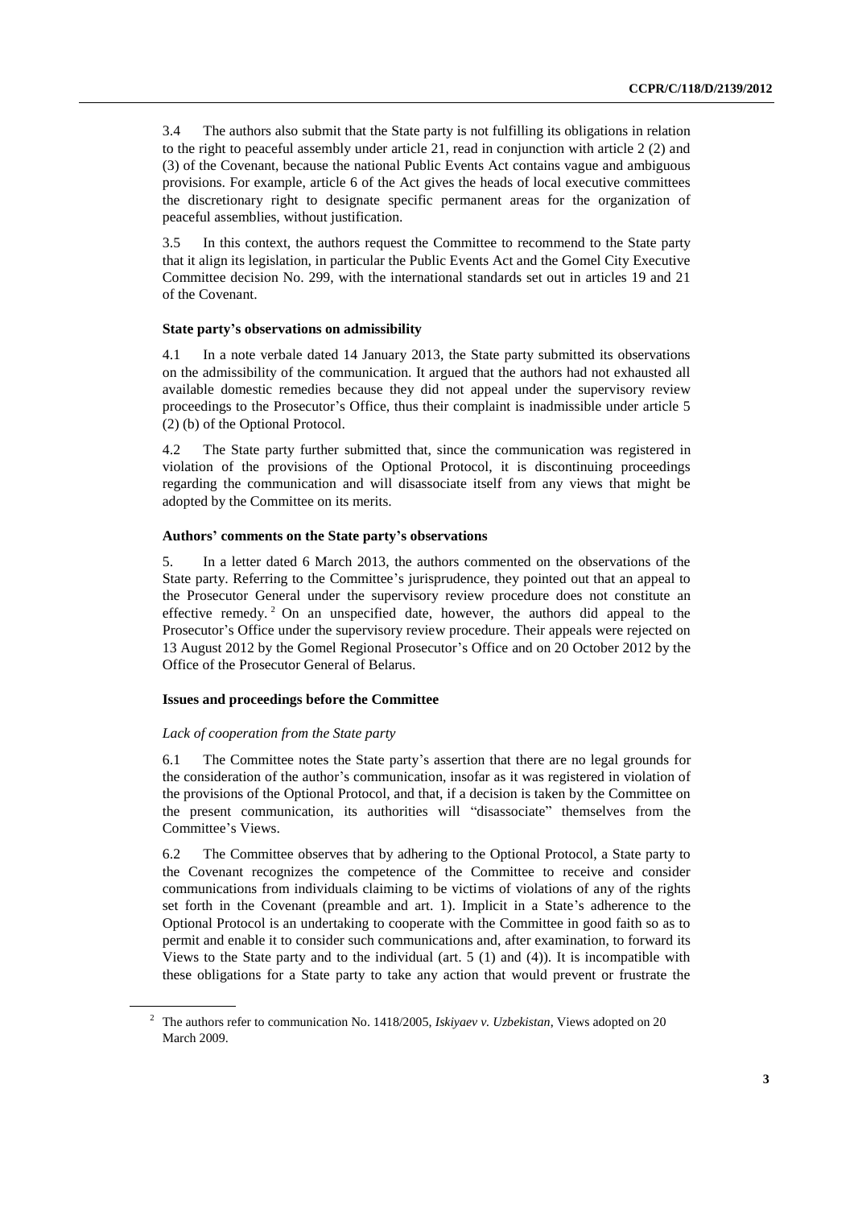3.4 The authors also submit that the State party is not fulfilling its obligations in relation to the right to peaceful assembly under article 21, read in conjunction with article 2 (2) and (3) of the Covenant, because the national Public Events Act contains vague and ambiguous provisions. For example, article 6 of the Act gives the heads of local executive committees the discretionary right to designate specific permanent areas for the organization of peaceful assemblies, without justification.

3.5 In this context, the authors request the Committee to recommend to the State party that it align its legislation, in particular the Public Events Act and the Gomel City Executive Committee decision No. 299, with the international standards set out in articles 19 and 21 of the Covenant.

### State party's observations on admissibility

4.1 In a note verbale dated 14 January 2013, the State party submitted its observations on the admissibility of the communication. It argued that the authors had not exhausted all available domestic remedies because they did not appeal under the supervisory review proceedings to the Prosecutor's Office, thus their complaint is inadmissible under article 5 (2) (b) of the Optional Protocol.

4.2 The State party further submitted that, since the communication was registered in violation of the provisions of the Optional Protocol, it is discontinuing proceedings regarding the communication and will disassociate itself from any views that might be adopted by the Committee on its merits.

### Authors' comments on the State party's observations

5. In a letter dated 6 March 2013, the authors commented on the observations of the State party. Referring to the Committee's jurisprudence, they pointed out that an appeal to the Prosecutor General under the supervisory review procedure does not constitute an effective remedy.[2] On an unspecified date, however, the authors did appeal to the Prosecutor's Office under the supervisory review procedure. Their appeals were rejected on 13 August 2012 by the Gomel Regional Prosecutor's Office and on 20 October 2012 by the Office of the Prosecutor General of Belarus.

### Issues and proceedings before the Committee

*Lack of cooperation from the State party*

6.1 The Committee notes the State party's assertion that there are no legal grounds for the consideration of the author's communication, insofar as it was registered in violation of the provisions of the Optional Protocol, and that, if a decision is taken by the Committee on the present communication, its authorities will "disassociate" themselves from the Committee's Views.

6.2 The Committee observes that by adhering to the Optional Protocol, a State party to the Covenant recognizes the competence of the Committee to receive and consider communications from individuals claiming to be victims of violations of any of the rights set forth in the Covenant (preamble and art. 1). Implicit in a State's adherence to the Optional Protocol is an undertaking to cooperate with the Committee in good faith so as to permit and enable it to consider such communications and, after examination, to forward its Views to the State party and to the individual (art. 5 (1) and (4)). It is incompatible with these obligations for a State party to take any action that would prevent or frustrate the

[2] The authors refer to communication No. 1418/2005, *Iskiyaev v. Uzbekistan*, Views adopted on 20 March 2009.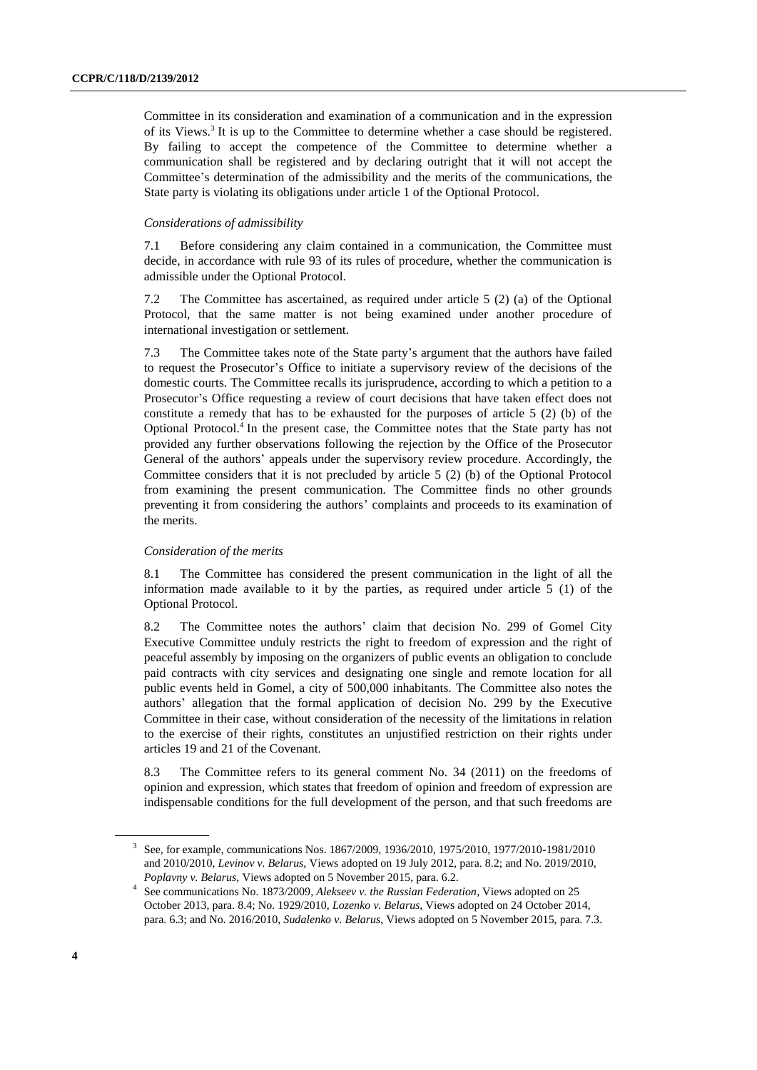Committee in its consideration and examination of a communication and in the expression of its Views.[3] It is up to the Committee to determine whether a case should be registered. By failing to accept the competence of the Committee to determine whether a communication shall be registered and by declaring outright that it will not accept the Committee's determination of the admissibility and the merits of the communications, the State party is violating its obligations under article 1 of the Optional Protocol.

*Considerations of admissibility*

7.1 Before considering any claim contained in a communication, the Committee must decide, in accordance with rule 93 of its rules of procedure, whether the communication is admissible under the Optional Protocol.

7.2 The Committee has ascertained, as required under article 5 (2) (a) of the Optional Protocol, that the same matter is not being examined under another procedure of international investigation or settlement.

7.3 The Committee takes note of the State party's argument that the authors have failed to request the Prosecutor's Office to initiate a supervisory review of the decisions of the domestic courts. The Committee recalls its jurisprudence, according to which a petition to a Prosecutor's Office requesting a review of court decisions that have taken effect does not constitute a remedy that has to be exhausted for the purposes of article 5 (2) (b) of the Optional Protocol.[4] In the present case, the Committee notes that the State party has not provided any further observations following the rejection by the Office of the Prosecutor General of the authors' appeals under the supervisory review procedure. Accordingly, the Committee considers that it is not precluded by article 5 (2) (b) of the Optional Protocol from examining the present communication. The Committee finds no other grounds preventing it from considering the authors' complaints and proceeds to its examination of the merits.

*Consideration of the merits*

8.1 The Committee has considered the present communication in the light of all the information made available to it by the parties, as required under article 5 (1) of the Optional Protocol.

8.2 The Committee notes the authors' claim that decision No. 299 of Gomel City Executive Committee unduly restricts the right to freedom of expression and the right of peaceful assembly by imposing on the organizers of public events an obligation to conclude paid contracts with city services and designating one single and remote location for all public events held in Gomel, a city of 500,000 inhabitants. The Committee also notes the authors' allegation that the formal application of decision No. 299 by the Executive Committee in their case, without consideration of the necessity of the limitations in relation to the exercise of their rights, constitutes an unjustified restriction on their rights under articles 19 and 21 of the Covenant.

8.3 The Committee refers to its general comment No. 34 (2011) on the freedoms of opinion and expression, which states that freedom of opinion and freedom of expression are indispensable conditions for the full development of the person, and that such freedoms are

---

[3] See, for example, communications Nos. 1867/2009, 1936/2010, 1975/2010, 1977/2010-1981/2010 and 2010/2010, *Levinov v. Belarus*, Views adopted on 19 July 2012, para. 8.2; and No. 2019/2010, *Poplavny v. Belarus*, Views adopted on 5 November 2015, para. 6.2.

[4] See communications No. 1873/2009, *Alekseev v. the Russian Federation*, Views adopted on 25 October 2013, para. 8.4; No. 1929/2010, *Lozenko v. Belarus*, Views adopted on 24 October 2014, para. 6.3; and No. 2016/2010, *Sudalenko v. Belarus*, Views adopted on 5 November 2015, para. 7.3.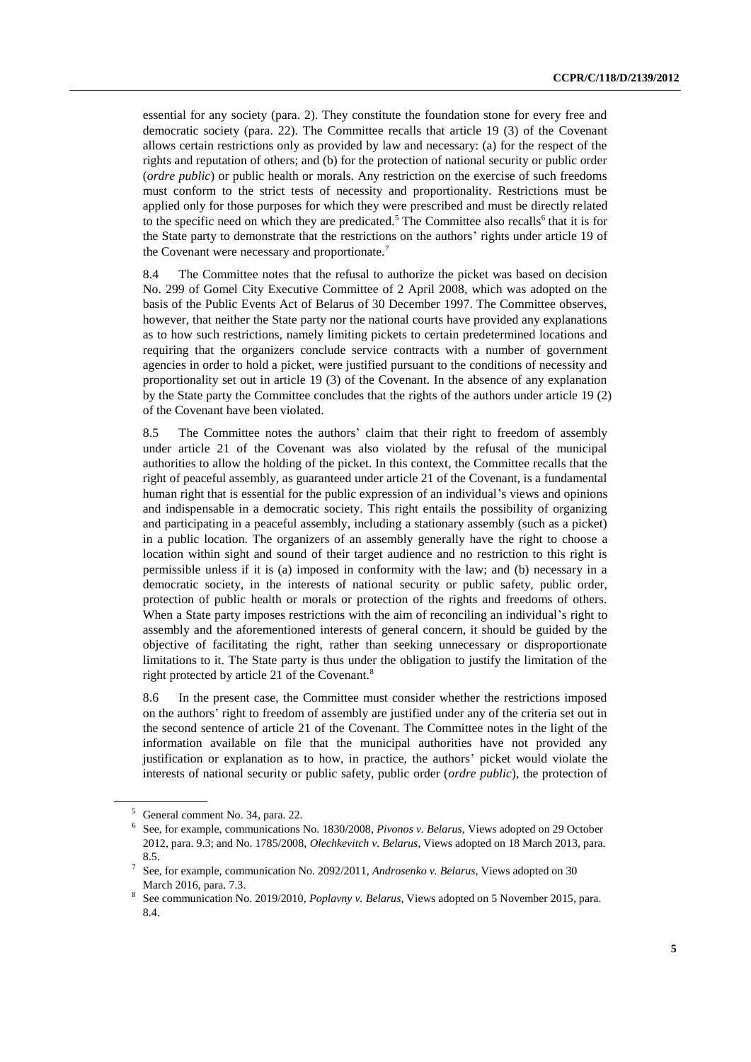essential for any society (para. 2). They constitute the foundation stone for every free and democratic society (para. 22). The Committee recalls that article 19 (3) of the Covenant allows certain restrictions only as provided by law and necessary: (a) for the respect of the rights and reputation of others; and (b) for the protection of national security or public order (*ordre public*) or public health or morals. Any restriction on the exercise of such freedoms must conform to the strict tests of necessity and proportionality. Restrictions must be applied only for those purposes for which they were prescribed and must be directly related to the specific need on which they are predicated.[5] The Committee also recalls[6] that it is for the State party to demonstrate that the restrictions on the authors' rights under article 19 of the Covenant were necessary and proportionate.[7]

8.4 The Committee notes that the refusal to authorize the picket was based on decision No. 299 of Gomel City Executive Committee of 2 April 2008, which was adopted on the basis of the Public Events Act of Belarus of 30 December 1997. The Committee observes, however, that neither the State party nor the national courts have provided any explanations as to how such restrictions, namely limiting pickets to certain predetermined locations and requiring that the organizers conclude service contracts with a number of government agencies in order to hold a picket, were justified pursuant to the conditions of necessity and proportionality set out in article 19 (3) of the Covenant. In the absence of any explanation by the State party the Committee concludes that the rights of the authors under article 19 (2) of the Covenant have been violated.

8.5 The Committee notes the authors' claim that their right to freedom of assembly under article 21 of the Covenant was also violated by the refusal of the municipal authorities to allow the holding of the picket. In this context, the Committee recalls that the right of peaceful assembly, as guaranteed under article 21 of the Covenant, is a fundamental human right that is essential for the public expression of an individual's views and opinions and indispensable in a democratic society. This right entails the possibility of organizing and participating in a peaceful assembly, including a stationary assembly (such as a picket) in a public location. The organizers of an assembly generally have the right to choose a location within sight and sound of their target audience and no restriction to this right is permissible unless if it is (a) imposed in conformity with the law; and (b) necessary in a democratic society, in the interests of national security or public safety, public order, protection of public health or morals or protection of the rights and freedoms of others. When a State party imposes restrictions with the aim of reconciling an individual's right to assembly and the aforementioned interests of general concern, it should be guided by the objective of facilitating the right, rather than seeking unnecessary or disproportionate limitations to it. The State party is thus under the obligation to justify the limitation of the right protected by article 21 of the Covenant.[8]

8.6 In the present case, the Committee must consider whether the restrictions imposed on the authors' right to freedom of assembly are justified under any of the criteria set out in the second sentence of article 21 of the Covenant. The Committee notes in the light of the information available on file that the municipal authorities have not provided any justification or explanation as to how, in practice, the authors' picket would violate the interests of national security or public safety, public order (*ordre public*), the protection of

---

[5] General comment No. 34, para. 22.

[6] See, for example, communications No. 1830/2008, *Pivonos v. Belarus*, Views adopted on 29 October 2012, para. 9.3; and No. 1785/2008, *Olechkevitch v. Belarus*, Views adopted on 18 March 2013, para. 8.5.

[7] See, for example, communication No. 2092/2011, *Androsenko v. Belarus*, Views adopted on 30 March 2016, para. 7.3.

[8] See communication No. 2019/2010, *Poplavny v. Belarus*, Views adopted on 5 November 2015, para. 8.4.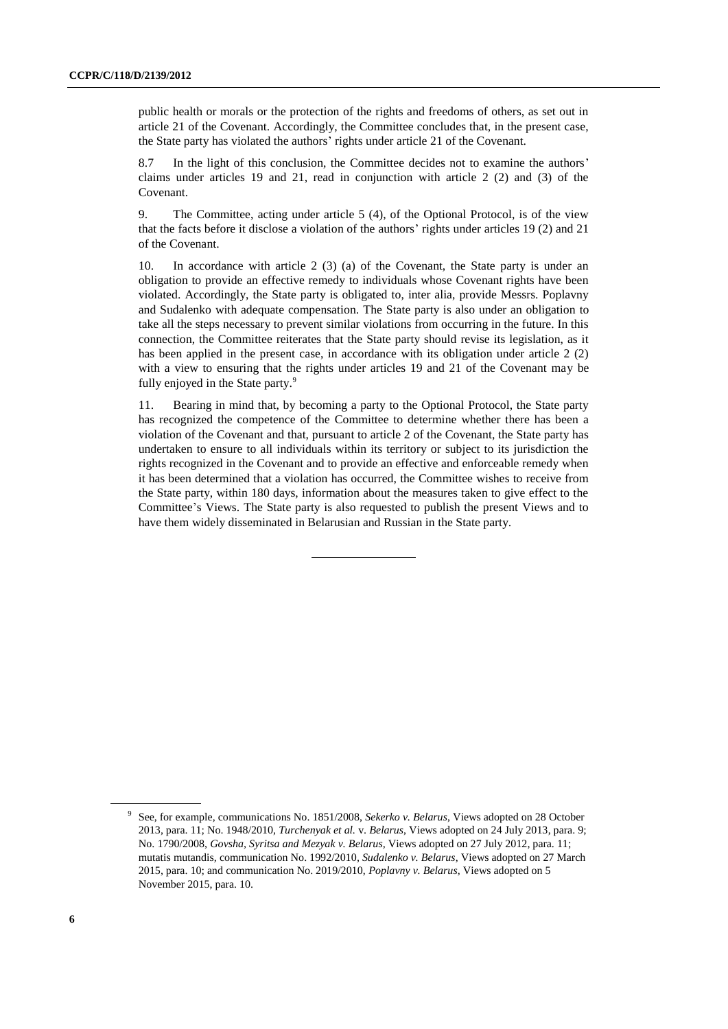public health or morals or the protection of the rights and freedoms of others, as set out in article 21 of the Covenant. Accordingly, the Committee concludes that, in the present case, the State party has violated the authors' rights under article 21 of the Covenant.

8.7 In the light of this conclusion, the Committee decides not to examine the authors' claims under articles 19 and 21, read in conjunction with article 2 (2) and (3) of the Covenant.

9. The Committee, acting under article 5 (4), of the Optional Protocol, is of the view that the facts before it disclose a violation of the authors' rights under articles 19 (2) and 21 of the Covenant.

10. In accordance with article 2 (3) (a) of the Covenant, the State party is under an obligation to provide an effective remedy to individuals whose Covenant rights have been violated. Accordingly, the State party is obligated to, inter alia, provide Messrs. Poplavny and Sudalenko with adequate compensation. The State party is also under an obligation to take all the steps necessary to prevent similar violations from occurring in the future. In this connection, the Committee reiterates that the State party should revise its legislation, as it has been applied in the present case, in accordance with its obligation under article 2 (2) with a view to ensuring that the rights under articles 19 and 21 of the Covenant may be fully enjoyed in the State party.[9]

11. Bearing in mind that, by becoming a party to the Optional Protocol, the State party has recognized the competence of the Committee to determine whether there has been a violation of the Covenant and that, pursuant to article 2 of the Covenant, the State party has undertaken to ensure to all individuals within its territory or subject to its jurisdiction the rights recognized in the Covenant and to provide an effective and enforceable remedy when it has been determined that a violation has occurred, the Committee wishes to receive from the State party, within 180 days, information about the measures taken to give effect to the Committee's Views. The State party is also requested to publish the present Views and to have them widely disseminated in Belarusian and Russian in the State party.

---

[9] See, for example, communications No. 1851/2008, *Sekerko v. Belarus*, Views adopted on 28 October 2013, para. 11; No. 1948/2010, *Turchenyak et al.* v. *Belarus*, Views adopted on 24 July 2013, para. 9; No. 1790/2008, *Govsha, Syritsa and Mezyak v. Belarus*, Views adopted on 27 July 2012, para. 11; mutatis mutandis, communication No. 1992/2010, *Sudalenko v. Belarus*, Views adopted on 27 March 2015, para. 10; and communication No. 2019/2010, *Poplavny v. Belarus*, Views adopted on 5 November 2015, para. 10.